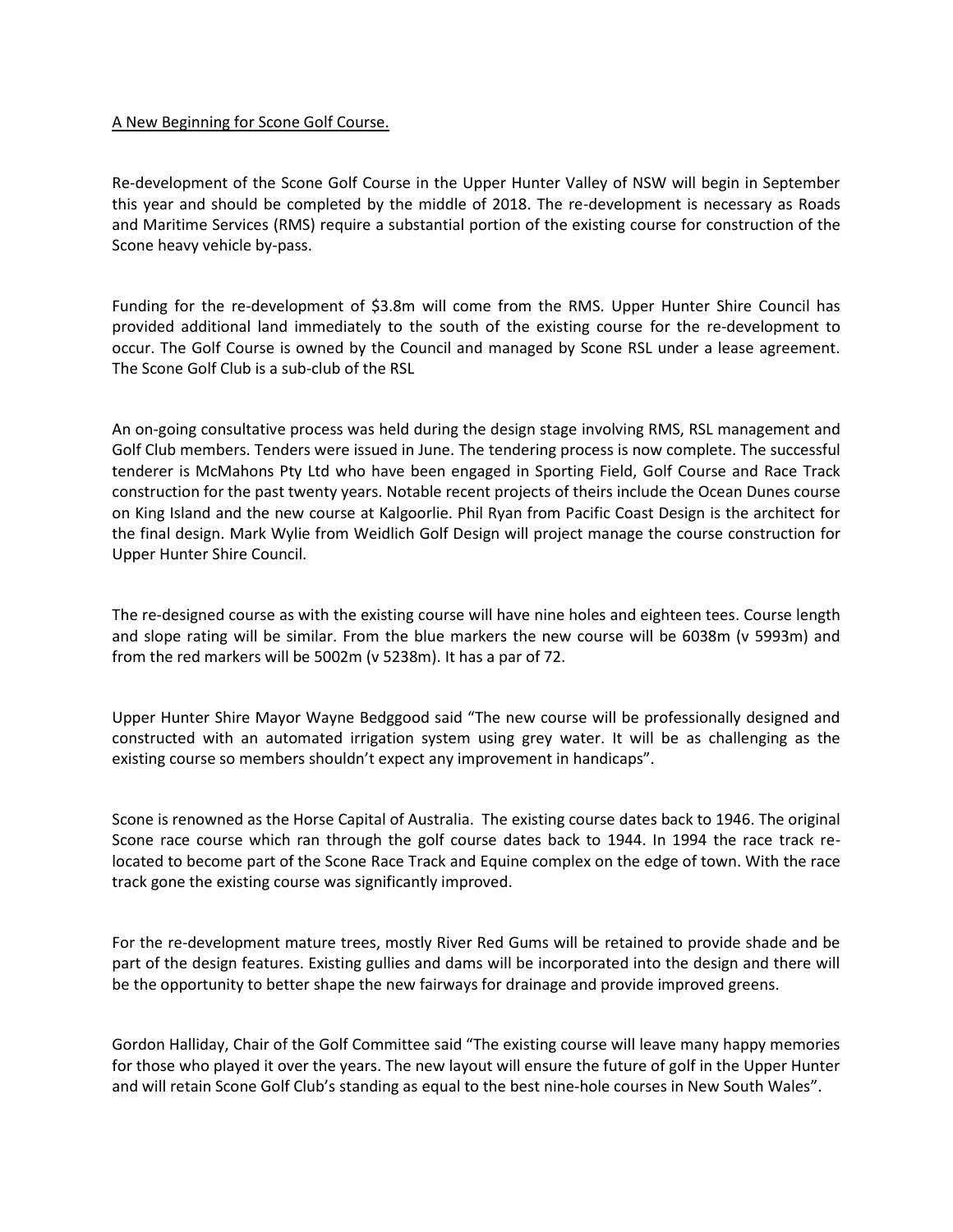# A New Beginning for Scone Golf Course.

Re-development of the Scone Golf Course in the Upper Hunter Valley of NSW will begin in September this year and should be completed by the middle of 2018. The re-development is necessary as Roads and Maritime Services (RMS) require a substantial portion of the existing course for construction of the Scone heavy vehicle by-pass.

Funding for the re-development of $3.8m will come from the RMS. Upper Hunter Shire Council has provided additional land immediately to the south of the existing course for the re-development to occur. The Golf Course is owned by the Council and managed by Scone RSL under a lease agreement. The Scone Golf Club is a sub-club of the RSL

An on-going consultative process was held during the design stage involving RMS, RSL management and Golf Club members. Tenders were issued in June. The tendering process is now complete. The successful tenderer is McMahons Pty Ltd who have been engaged in Sporting Field, Golf Course and Race Track construction for the past twenty years. Notable recent projects of theirs include the Ocean Dunes course on King Island and the new course at Kalgoorlie. Phil Ryan from Pacific Coast Design is the architect for the final design. Mark Wylie from Weidlich Golf Design will project manage the course construction for Upper Hunter Shire Council.

The re-designed course as with the existing course will have nine holes and eighteen tees. Course length and slope rating will be similar. From the blue markers the new course will be 6038m (v 5993m) and from the red markers will be 5002m (v 5238m). It has a par of 72.

Upper Hunter Shire Mayor Wayne Bedggood said "The new course will be professionally designed and constructed with an automated irrigation system using grey water. It will be as challenging as the existing course so members shouldn't expect any improvement in handicaps".

Scone is renowned as the Horse Capital of Australia. The existing course dates back to 1946. The original Scone race course which ran through the golf course dates back to 1944. In 1994 the race track re-located to become part of the Scone Race Track and Equine complex on the edge of town. With the race track gone the existing course was significantly improved.

For the re-development mature trees, mostly River Red Gums will be retained to provide shade and be part of the design features. Existing gullies and dams will be incorporated into the design and there will be the opportunity to better shape the new fairways for drainage and provide improved greens.

Gordon Halliday, Chair of the Golf Committee said "The existing course will leave many happy memories for those who played it over the years. The new layout will ensure the future of golf in the Upper Hunter and will retain Scone Golf Club's standing as equal to the best nine-hole courses in New South Wales".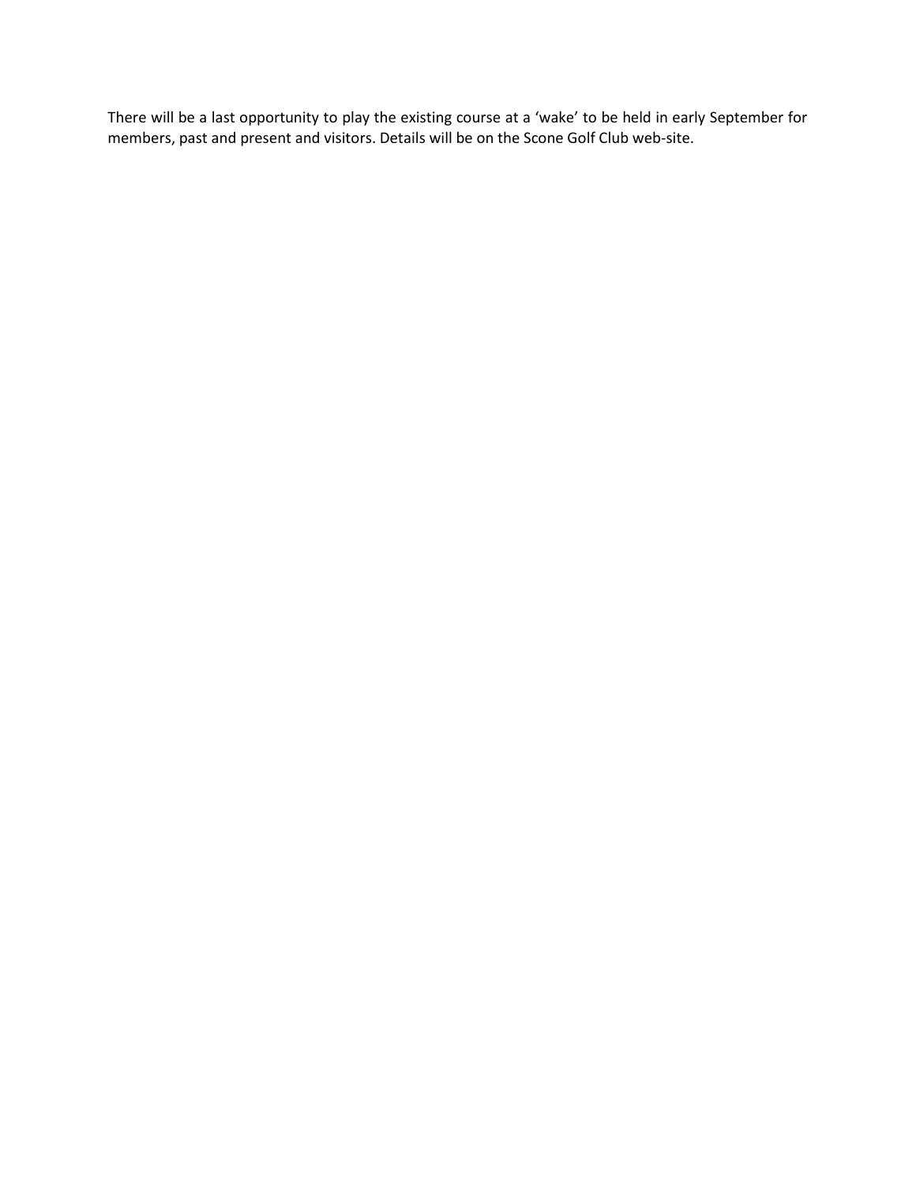There will be a last opportunity to play the existing course at a ‘wake’ to be held in early September for members, past and present and visitors. Details will be on the Scone Golf Club web-site.